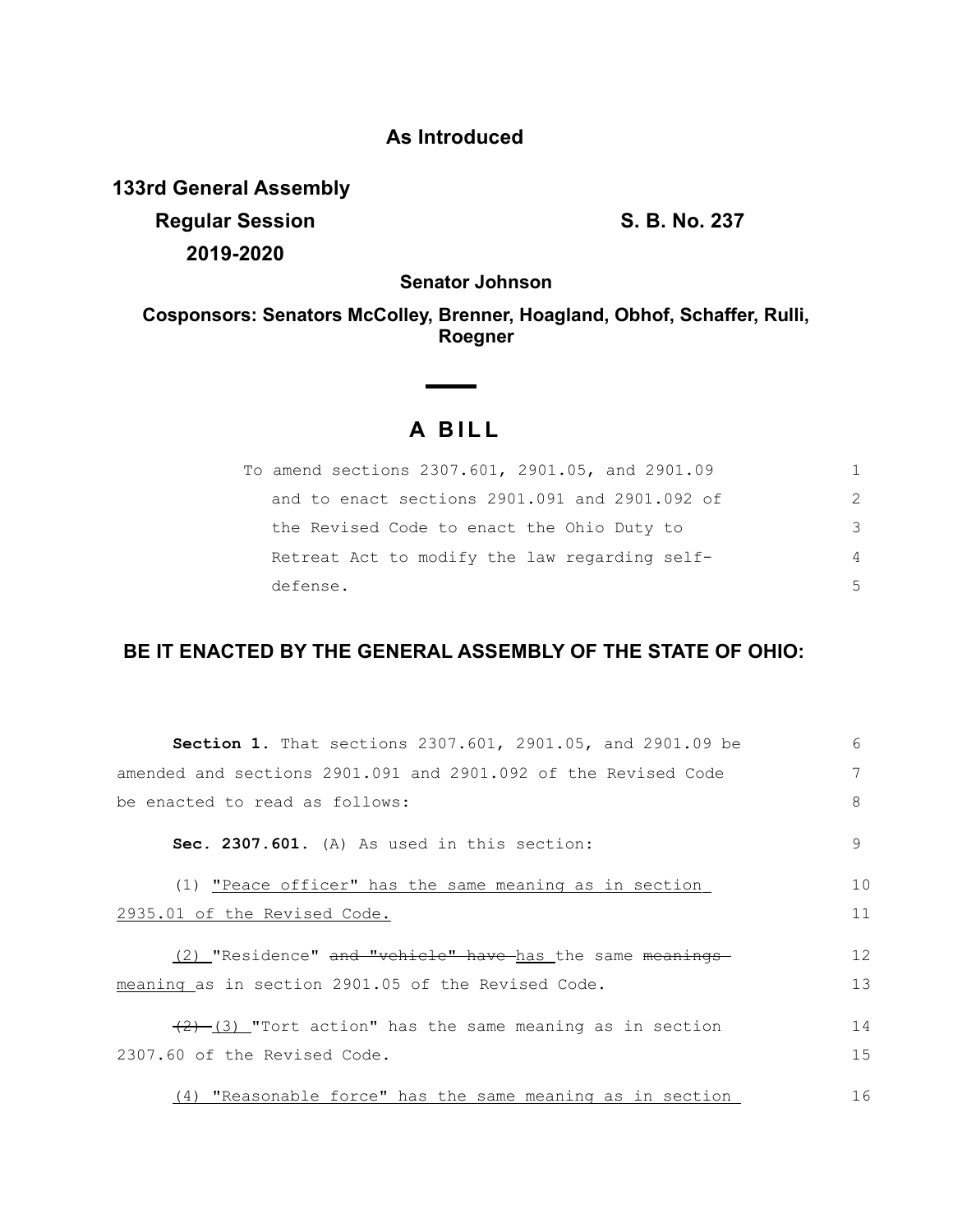**As Introduced**

**133rd General Assembly**
**Regular Session**
**2019-2020**

**S. B. No. 237**

**Senator Johnson**

**Cosponsors: Senators McColley, Brenner, Hoagland, Obhof, Schaffer, Rulli, Roegner**

# A BILL

To amend sections 2307.601, 2901.05, and 2901.09 and to enact sections 2901.091 and 2901.092 of the Revised Code to enact the Ohio Duty to Retreat Act to modify the law regarding self-defense.

**BE IT ENACTED BY THE GENERAL ASSEMBLY OF THE STATE OF OHIO:**

**Section 1.** That sections 2307.601, 2901.05, and 2901.09 be amended and sections 2901.091 and 2901.092 of the Revised Code be enacted to read as follows:

**Sec. 2307.601.** (A) As used in this section:

(1) "Peace officer" has the same meaning as in section 2935.01 of the Revised Code.

(2) "Residence" ~~and "vehicle" have~~ has the same ~~meanings~~ meaning as in section 2901.05 of the Revised Code.

~~(2)~~ (3) "Tort action" has the same meaning as in section 2307.60 of the Revised Code.

(4) "Reasonable force" has the same meaning as in section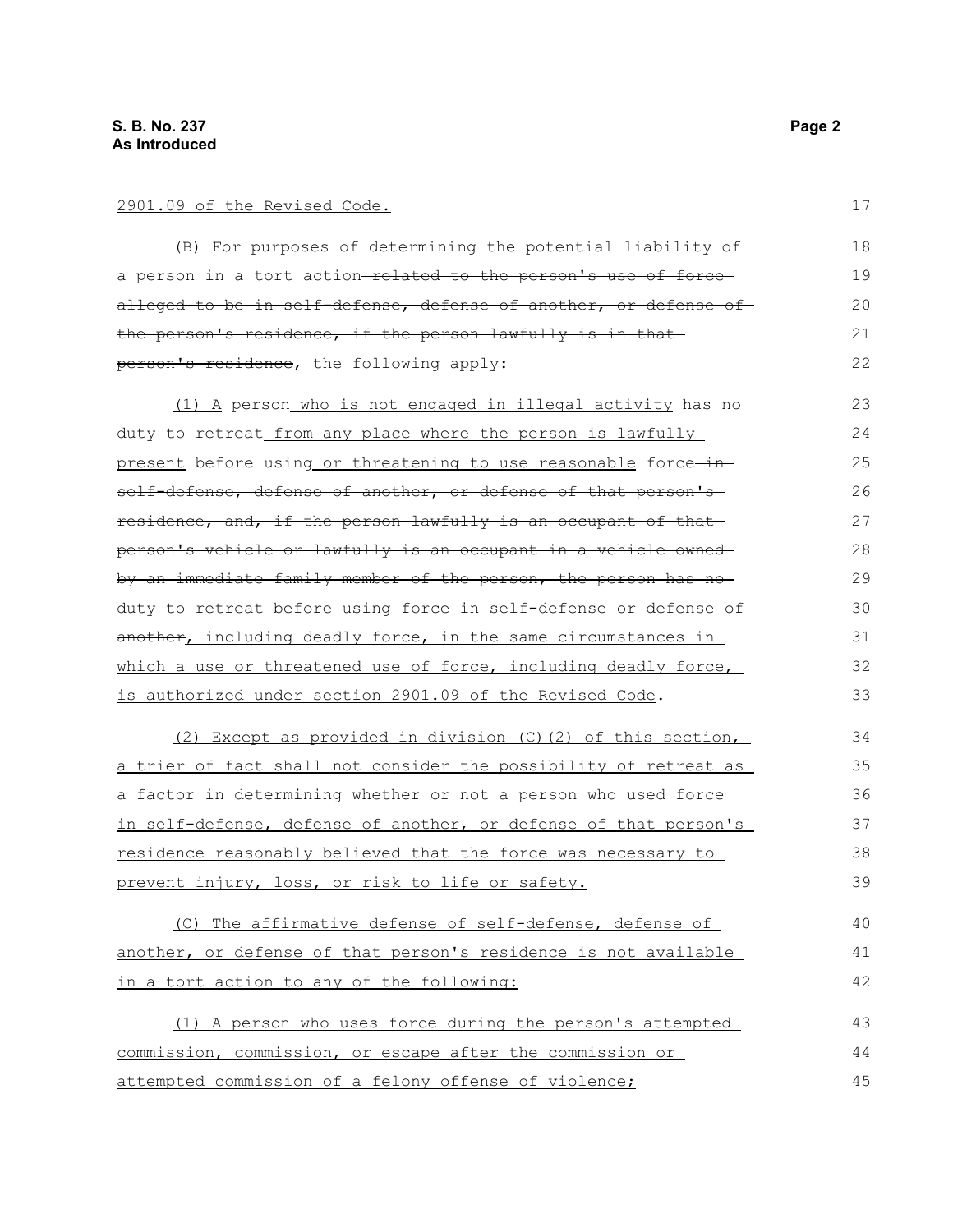2901.09 of the Revised Code.

(B) For purposes of determining the potential liability of a person in a tort action ~~related to the person's use of force alleged to be in self-defense, defense of another, or defense of the person's residence, if the person lawfully is in that person's residence~~, the following apply:

(1) A person who is not engaged in illegal activity has no duty to retreat from any place where the person is lawfully present before using or threatening to use reasonable force ~~in self-defense, defense of another, or defense of that person's residence, and, if the person lawfully is an occupant of that person's vehicle or lawfully is an occupant in a vehicle owned by an immediate family member of the person, the person has no duty to retreat before using force in self-defense or defense of another~~, including deadly force, in the same circumstances in which a use or threatened use of force, including deadly force, is authorized under section 2901.09 of the Revised Code.

(2) Except as provided in division (C)(2) of this section, a trier of fact shall not consider the possibility of retreat as a factor in determining whether or not a person who used force in self-defense, defense of another, or defense of that person's residence reasonably believed that the force was necessary to prevent injury, loss, or risk to life or safety.

(C) The affirmative defense of self-defense, defense of another, or defense of that person's residence is not available in a tort action to any of the following:

(1) A person who uses force during the person's attempted commission, commission, or escape after the commission or attempted commission of a felony offense of violence;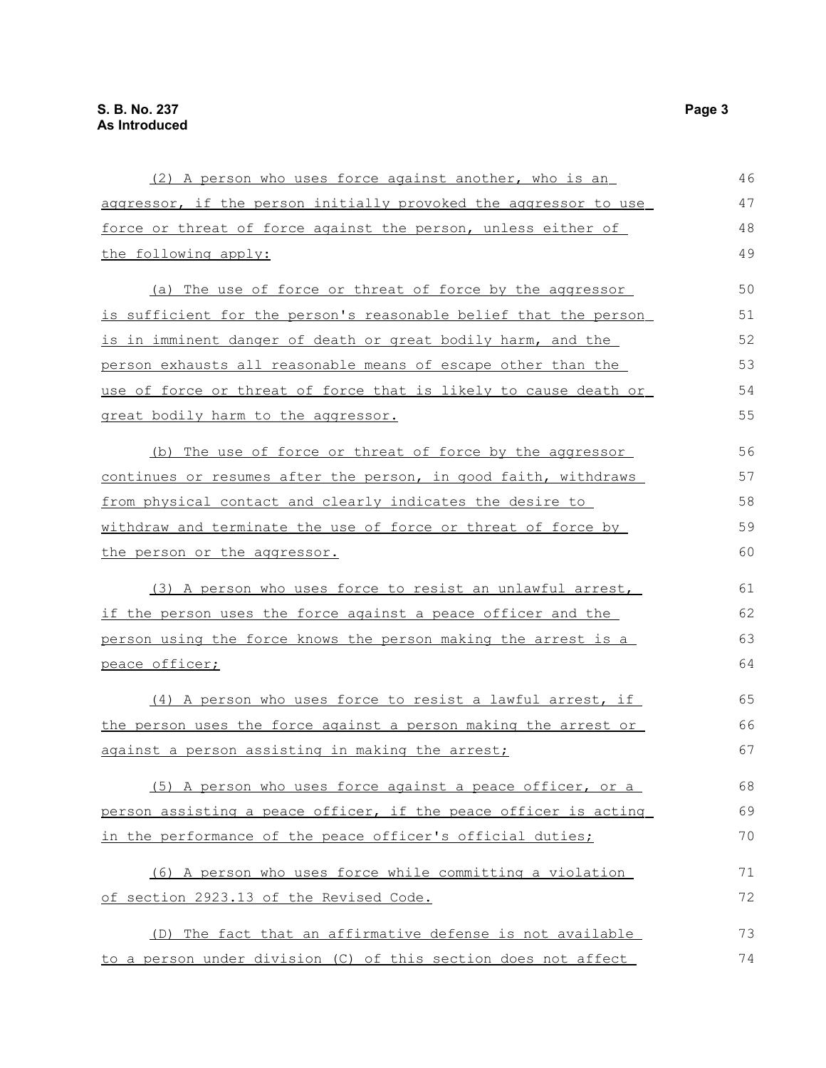(2) A person who uses force against another, who is an aggressor, if the person initially provoked the aggressor to use force or threat of force against the person, unless either of the following apply:

(a) The use of force or threat of force by the aggressor is sufficient for the person's reasonable belief that the person is in imminent danger of death or great bodily harm, and the person exhausts all reasonable means of escape other than the use of force or threat of force that is likely to cause death or great bodily harm to the aggressor.

(b) The use of force or threat of force by the aggressor continues or resumes after the person, in good faith, withdraws from physical contact and clearly indicates the desire to withdraw and terminate the use of force or threat of force by the person or the aggressor.

(3) A person who uses force to resist an unlawful arrest, if the person uses the force against a peace officer and the person using the force knows the person making the arrest is a peace officer;

(4) A person who uses force to resist a lawful arrest, if the person uses the force against a person making the arrest or against a person assisting in making the arrest;

(5) A person who uses force against a peace officer, or a person assisting a peace officer, if the peace officer is acting in the performance of the peace officer's official duties;

(6) A person who uses force while committing a violation of section 2923.13 of the Revised Code.

(D) The fact that an affirmative defense is not available to a person under division (C) of this section does not affect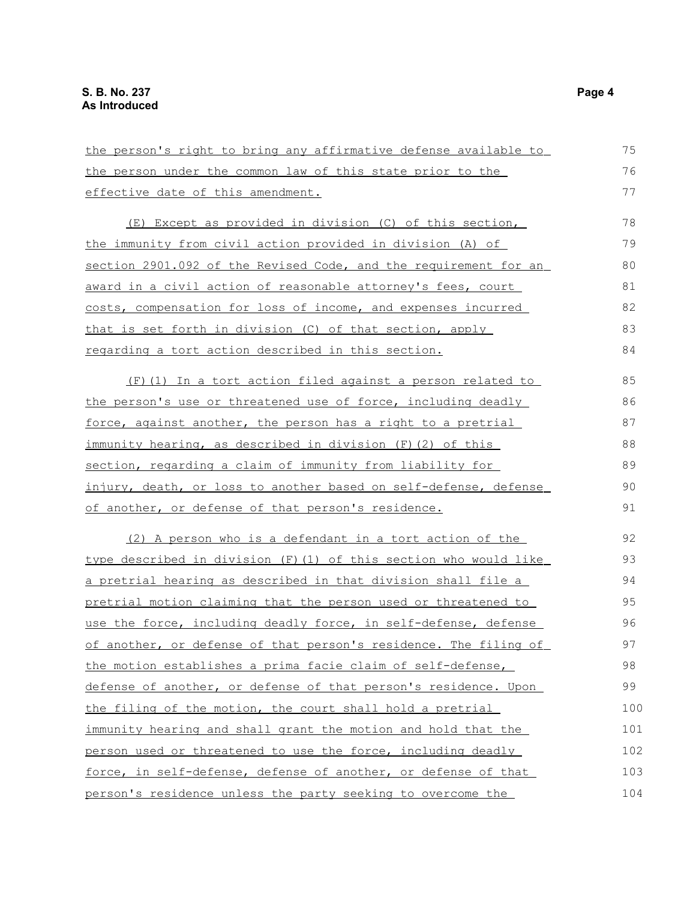the person's right to bring any affirmative defense available to the person under the common law of this state prior to the effective date of this amendment.

(E) Except as provided in division (C) of this section, the immunity from civil action provided in division (A) of section 2901.092 of the Revised Code, and the requirement for an award in a civil action of reasonable attorney's fees, court costs, compensation for loss of income, and expenses incurred that is set forth in division (C) of that section, apply regarding a tort action described in this section.

(F)(1) In a tort action filed against a person related to the person's use or threatened use of force, including deadly force, against another, the person has a right to a pretrial immunity hearing, as described in division (F)(2) of this section, regarding a claim of immunity from liability for injury, death, or loss to another based on self-defense, defense of another, or defense of that person's residence.

(2) A person who is a defendant in a tort action of the type described in division (F)(1) of this section who would like a pretrial hearing as described in that division shall file a pretrial motion claiming that the person used or threatened to use the force, including deadly force, in self-defense, defense of another, or defense of that person's residence. The filing of the motion establishes a prima facie claim of self-defense, defense of another, or defense of that person's residence. Upon the filing of the motion, the court shall hold a pretrial immunity hearing and shall grant the motion and hold that the person used or threatened to use the force, including deadly force, in self-defense, defense of another, or defense of that person's residence unless the party seeking to overcome the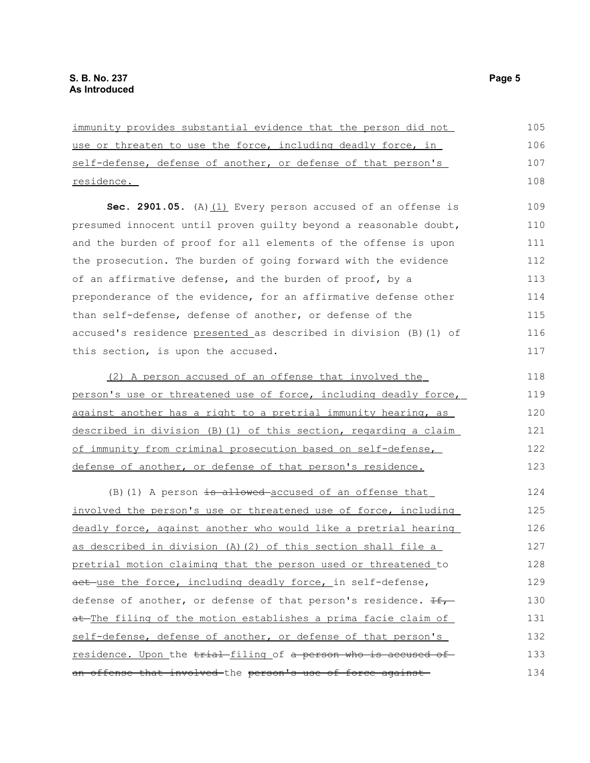immunity provides substantial evidence that the person did not use or threaten to use the force, including deadly force, in self-defense, defense of another, or defense of that person's residence.

**Sec. 2901.05.** (A)(1) Every person accused of an offense is presumed innocent until proven guilty beyond a reasonable doubt, and the burden of proof for all elements of the offense is upon the prosecution. The burden of going forward with the evidence of an affirmative defense, and the burden of proof, by a preponderance of the evidence, for an affirmative defense other than self-defense, defense of another, or defense of the accused's residence presented as described in division (B)(1) of this section, is upon the accused.

(2) A person accused of an offense that involved the person's use or threatened use of force, including deadly force, against another has a right to a pretrial immunity hearing, as described in division (B)(1) of this section, regarding a claim of immunity from criminal prosecution based on self-defense, defense of another, or defense of that person's residence.

(B)(1) A person ~~is allowed~~ accused of an offense that involved the person's use or threatened use of force, including deadly force, against another who would like a pretrial hearing as described in division (A)(2) of this section shall file a pretrial motion claiming that the person used or threatened to ~~act~~ use the force, including deadly force, in self-defense, defense of another, or defense of that person's residence. ~~If, at~~ The filing of the motion establishes a prima facie claim of self-defense, defense of another, or defense of that person's residence. Upon the ~~trial~~ filing of ~~a person who is accused of an offense that involved~~ the ~~person's use of force against~~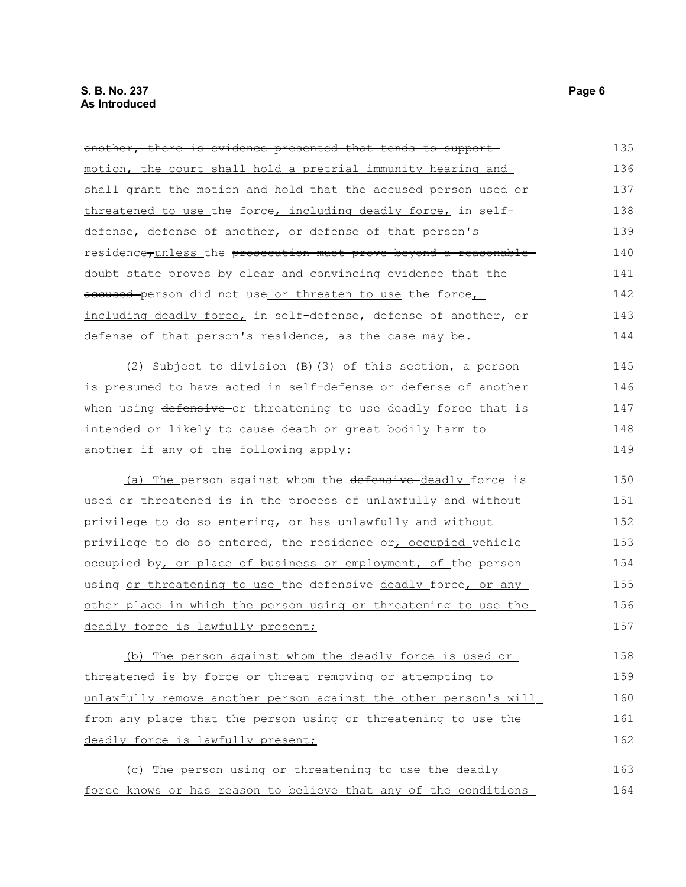~~another, there is evidence presented that tends to support~~ <u>motion, the court shall hold a pretrial immunity hearing and shall grant the motion and hold</u> that the ~~accused~~ person used <u>or threatened to use</u> the force<u>, including deadly force,</u> in self-defense, defense of another, or defense of that person's residence~~,~~<u>unless</u> the ~~prosecution must prove beyond a reasonable doubt~~ <u>state proves by clear and convincing evidence</u> that the ~~accused~~ person did not use <u>or threaten to use</u> the force<u>, including deadly force,</u> in self-defense, defense of another, or defense of that person's residence, as the case may be.

(2) Subject to division (B)(3) of this section, a person is presumed to have acted in self-defense or defense of another when using ~~defensive~~ <u>or threatening to use deadly</u> force that is intended or likely to cause death or great bodily harm to another if <u>any of</u> the <u>following apply:</u>

<u>(a) The</u> person against whom the ~~defensive~~ <u>deadly</u> force is used <u>or threatened</u> is in the process of unlawfully and without privilege to do so entering, or has unlawfully and without privilege to do so entered, the residence ~~or~~<u>, occupied</u> vehicle ~~occupied by~~<u>, or place of business or employment, of</u> the person using <u>or threatening to use</u> the ~~defensive~~ <u>deadly</u> force<u>, or any other place in which the person using or threatening to use the deadly force is lawfully present;</u>

<u>(b) The person against whom the deadly force is used or threatened is by force or threat removing or attempting to unlawfully remove another person against the other person's will from any place that the person using or threatening to use the deadly force is lawfully present;</u>

<u>(c) The person using or threatening to use the deadly force knows or has reason to believe that any of the conditions</u>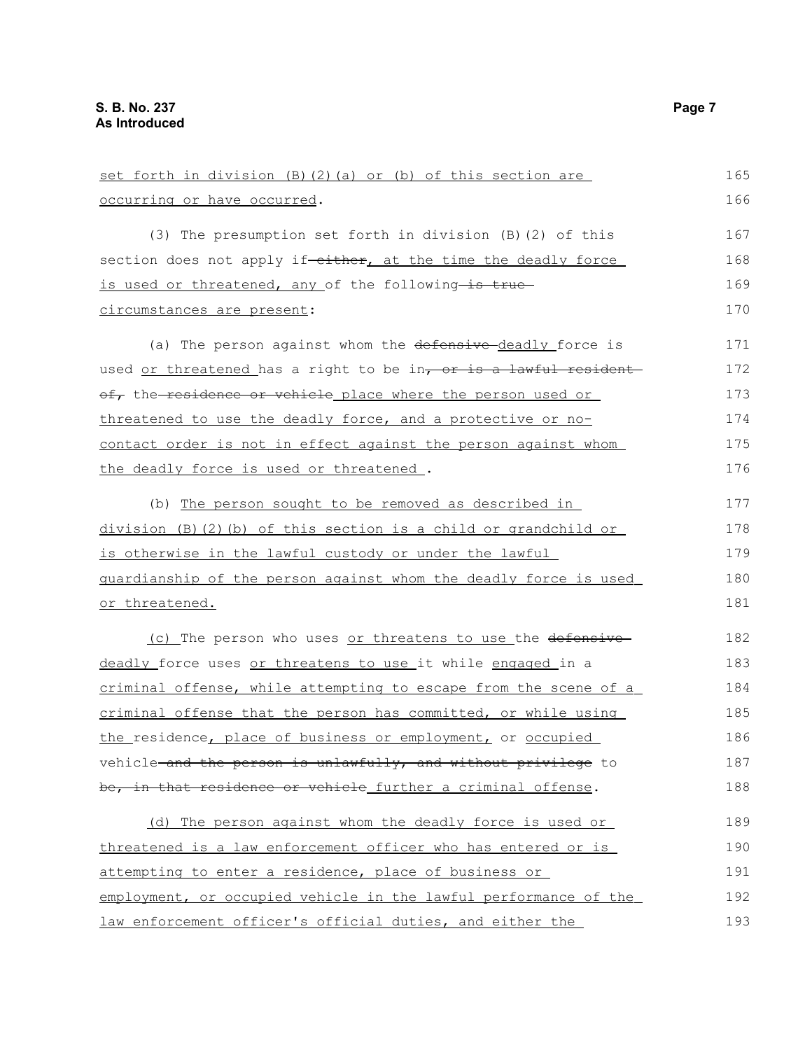set forth in division (B)(2)(a) or (b) of this section are occurring or have occurred.

(3) The presumption set forth in division (B)(2) of this section does not apply if ~~either~~, at the time the deadly force is used or threatened, any of the following ~~is true~~ circumstances are present:

(a) The person against whom the ~~defensive~~ deadly force is used or threatened has a right to be in~~, or is a lawful resident of,~~ the ~~residence or vehicle~~ place where the person used or threatened to use the deadly force, and a protective or no-contact order is not in effect against the person against whom the deadly force is used or threatened .

(b) The person sought to be removed as described in division (B)(2)(b) of this section is a child or grandchild or is otherwise in the lawful custody or under the lawful guardianship of the person against whom the deadly force is used or threatened.

(c) The person who uses or threatens to use the ~~defensive~~ deadly force uses or threatens to use it while engaged in a criminal offense, while attempting to escape from the scene of a criminal offense that the person has committed, or while using the residence, place of business or employment, or occupied vehicle ~~and the person is unlawfully, and without privilege~~ to ~~be, in that residence or vehicle~~ further a criminal offense.

(d) The person against whom the deadly force is used or threatened is a law enforcement officer who has entered or is attempting to enter a residence, place of business or employment, or occupied vehicle in the lawful performance of the law enforcement officer's official duties, and either the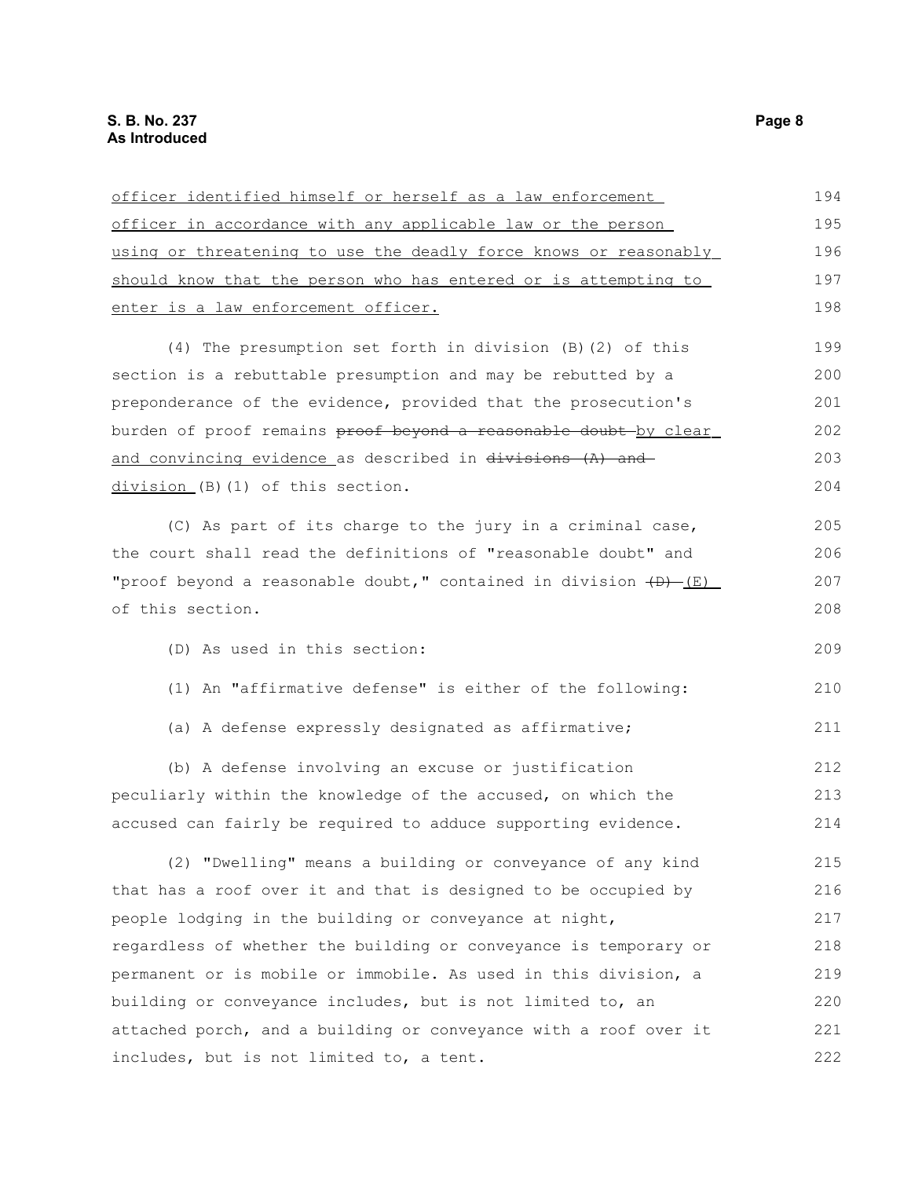officer identified himself or herself as a law enforcement officer in accordance with any applicable law or the person using or threatening to use the deadly force knows or reasonably should know that the person who has entered or is attempting to enter is a law enforcement officer.

(4) The presumption set forth in division (B)(2) of this section is a rebuttable presumption and may be rebutted by a preponderance of the evidence, provided that the prosecution's burden of proof remains ~~proof beyond a reasonable doubt~~ by clear and convincing evidence as described in ~~divisions (A) and~~ division (B)(1) of this section.

(C) As part of its charge to the jury in a criminal case, the court shall read the definitions of "reasonable doubt" and "proof beyond a reasonable doubt," contained in division ~~(D)~~ (E) of this section.

(D) As used in this section:

(1) An "affirmative defense" is either of the following:

(a) A defense expressly designated as affirmative;

(b) A defense involving an excuse or justification peculiarly within the knowledge of the accused, on which the accused can fairly be required to adduce supporting evidence.

(2) "Dwelling" means a building or conveyance of any kind that has a roof over it and that is designed to be occupied by people lodging in the building or conveyance at night, regardless of whether the building or conveyance is temporary or permanent or is mobile or immobile. As used in this division, a building or conveyance includes, but is not limited to, an attached porch, and a building or conveyance with a roof over it includes, but is not limited to, a tent.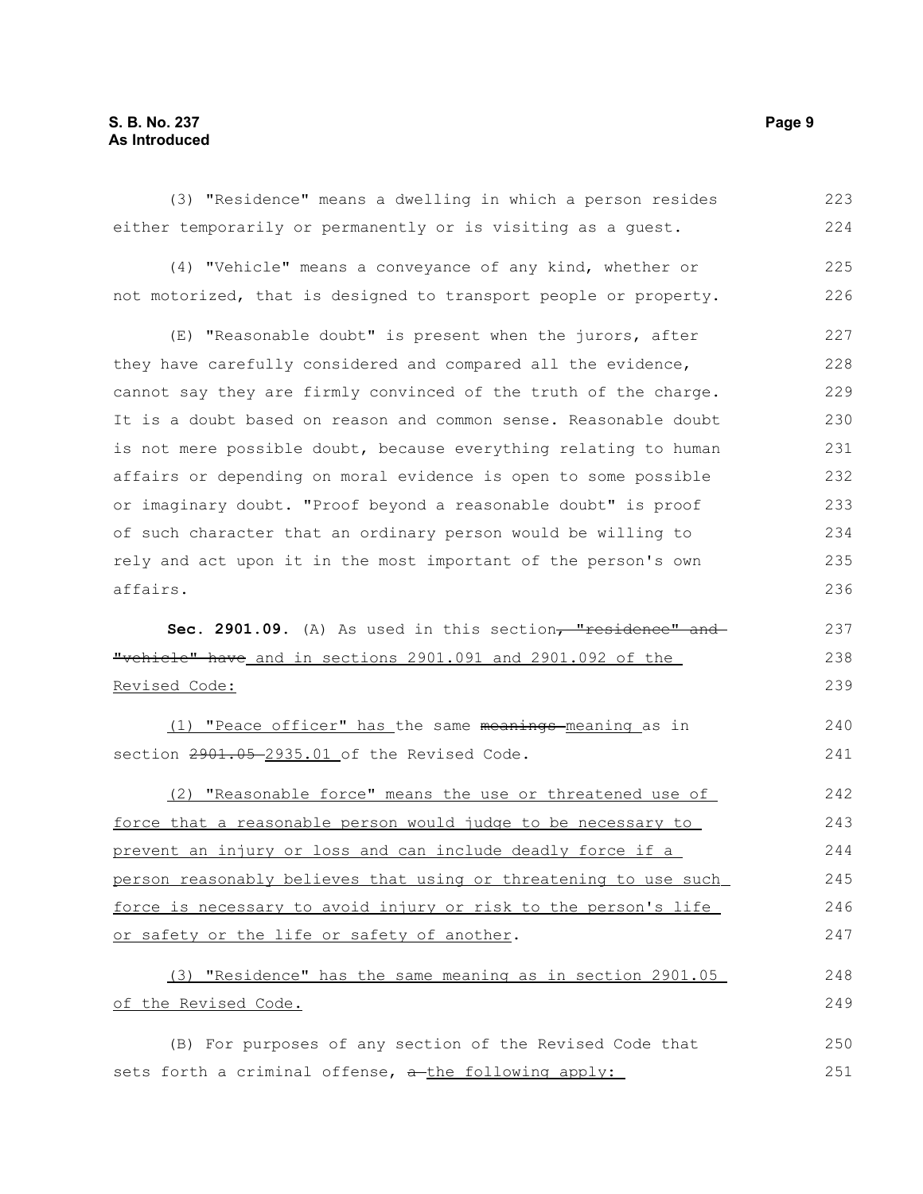(3) "Residence" means a dwelling in which a person resides either temporarily or permanently or is visiting as a guest.

(4) "Vehicle" means a conveyance of any kind, whether or not motorized, that is designed to transport people or property.

(E) "Reasonable doubt" is present when the jurors, after they have carefully considered and compared all the evidence, cannot say they are firmly convinced of the truth of the charge. It is a doubt based on reason and common sense. Reasonable doubt is not mere possible doubt, because everything relating to human affairs or depending on moral evidence is open to some possible or imaginary doubt. "Proof beyond a reasonable doubt" is proof of such character that an ordinary person would be willing to rely and act upon it in the most important of the person's own affairs.

**Sec. 2901.09.** (A) As used in this section~~, "residence" and "vehicle" have~~ and in sections 2901.091 and 2901.092 of the Revised Code:

(1) "Peace officer" has the same ~~meanings~~ meaning as in section ~~2901.05~~ 2935.01 of the Revised Code.

(2) "Reasonable force" means the use or threatened use of force that a reasonable person would judge to be necessary to prevent an injury or loss and can include deadly force if a person reasonably believes that using or threatening to use such force is necessary to avoid injury or risk to the person's life or safety or the life or safety of another.

(3) "Residence" has the same meaning as in section 2901.05 of the Revised Code.

(B) For purposes of any section of the Revised Code that sets forth a criminal offense, ~~a~~ the following apply: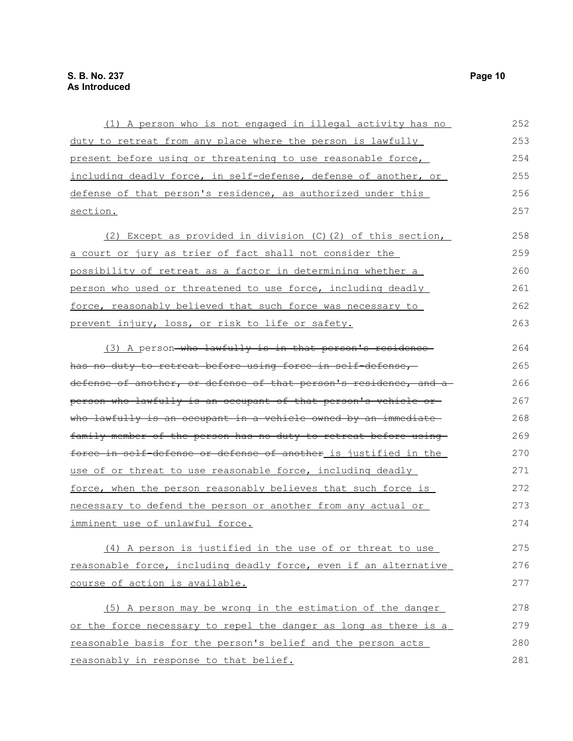(1) A person who is not engaged in illegal activity has no duty to retreat from any place where the person is lawfully present before using or threatening to use reasonable force, including deadly force, in self-defense, defense of another, or defense of that person's residence, as authorized under this section.

(2) Except as provided in division (C)(2) of this section, a court or jury as trier of fact shall not consider the possibility of retreat as a factor in determining whether a person who used or threatened to use force, including deadly force, reasonably believed that such force was necessary to prevent injury, loss, or risk to life or safety.

(3) A person ~~who lawfully is in that person's residence has no duty to retreat before using force in self-defense, defense of another, or defense of that person's residence, and a person who lawfully is an occupant of that person's vehicle or who lawfully is an occupant in a vehicle owned by an immediate family member of the person has no duty to retreat before using force in self-defense or defense of another~~ is justified in the use of or threat to use reasonable force, including deadly force, when the person reasonably believes that such force is necessary to defend the person or another from any actual or imminent use of unlawful force.

(4) A person is justified in the use of or threat to use reasonable force, including deadly force, even if an alternative course of action is available.

(5) A person may be wrong in the estimation of the danger or the force necessary to repel the danger as long as there is a reasonable basis for the person's belief and the person acts reasonably in response to that belief.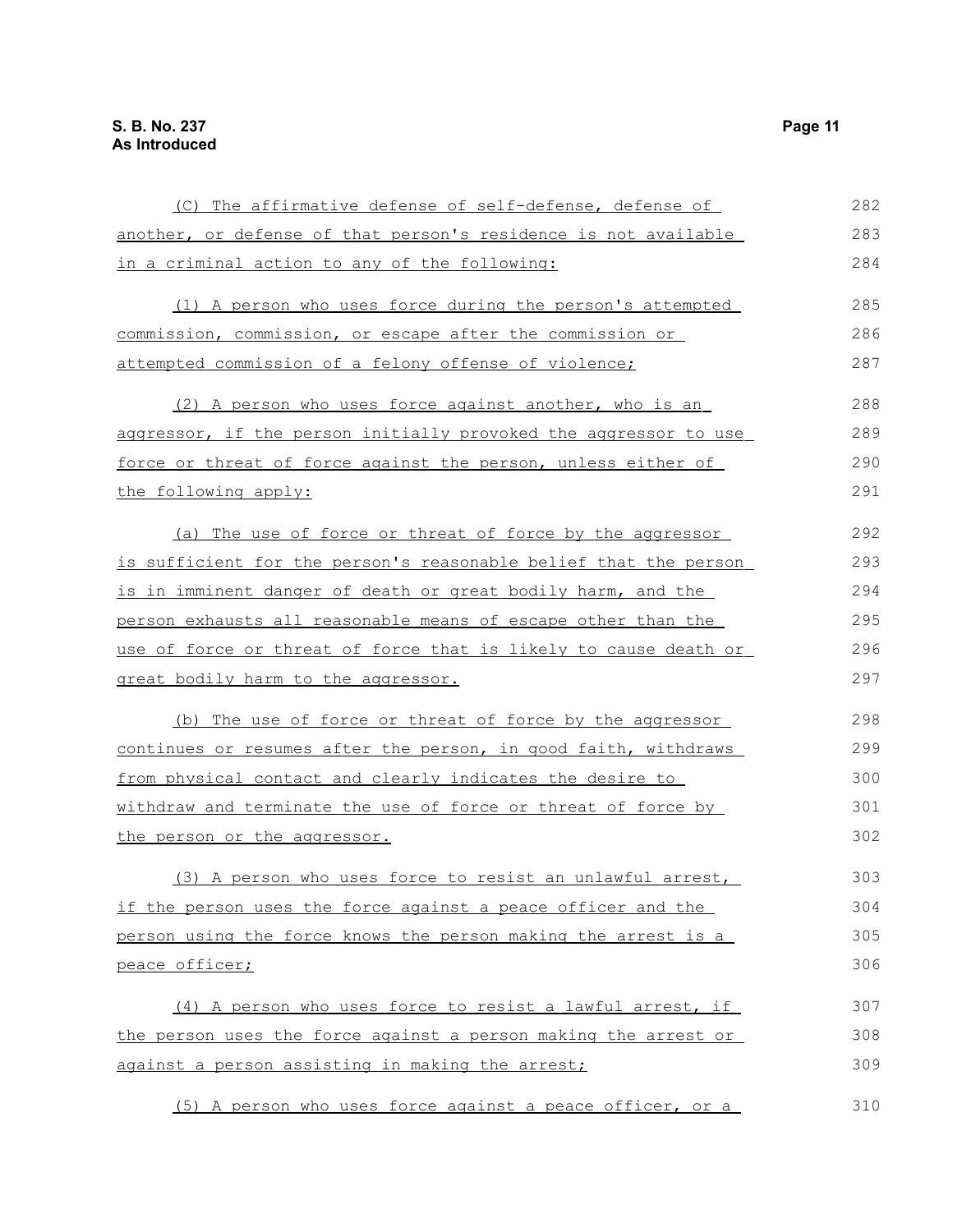(C) The affirmative defense of self-defense, defense of another, or defense of that person's residence is not available in a criminal action to any of the following:

(1) A person who uses force during the person's attempted commission, commission, or escape after the commission or attempted commission of a felony offense of violence;

(2) A person who uses force against another, who is an aggressor, if the person initially provoked the aggressor to use force or threat of force against the person, unless either of the following apply:

(a) The use of force or threat of force by the aggressor is sufficient for the person's reasonable belief that the person is in imminent danger of death or great bodily harm, and the person exhausts all reasonable means of escape other than the use of force or threat of force that is likely to cause death or great bodily harm to the aggressor.

(b) The use of force or threat of force by the aggressor continues or resumes after the person, in good faith, withdraws from physical contact and clearly indicates the desire to withdraw and terminate the use of force or threat of force by the person or the aggressor.

(3) A person who uses force to resist an unlawful arrest, if the person uses the force against a peace officer and the person using the force knows the person making the arrest is a peace officer;

(4) A person who uses force to resist a lawful arrest, if the person uses the force against a person making the arrest or against a person assisting in making the arrest;

(5) A person who uses force against a peace officer, or a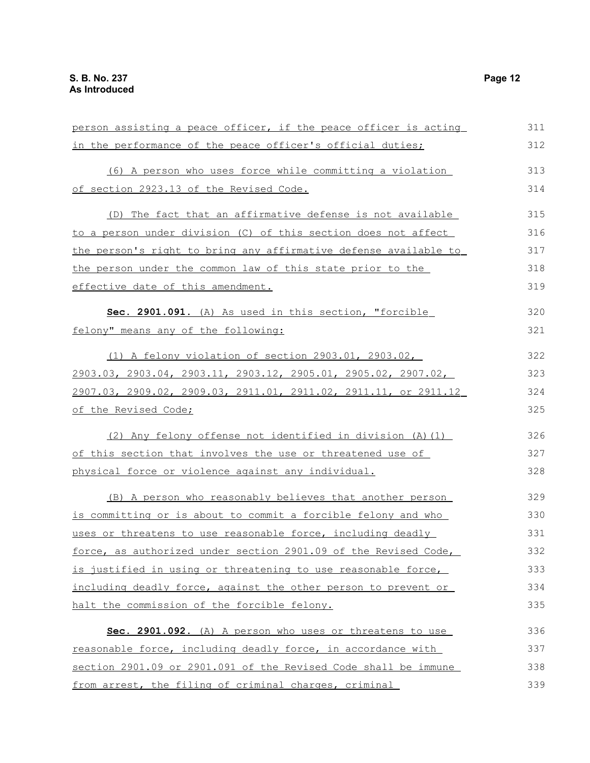person assisting a peace officer, if the peace officer is acting in the performance of the peace officer's official duties;

(6) A person who uses force while committing a violation of section 2923.13 of the Revised Code.

(D) The fact that an affirmative defense is not available to a person under division (C) of this section does not affect the person's right to bring any affirmative defense available to the person under the common law of this state prior to the effective date of this amendment.

**Sec. 2901.091.** (A) As used in this section, "forcible felony" means any of the following:

(1) A felony violation of section 2903.01, 2903.02, 2903.03, 2903.04, 2903.11, 2903.12, 2905.01, 2905.02, 2907.02, 2907.03, 2909.02, 2909.03, 2911.01, 2911.02, 2911.11, or 2911.12 of the Revised Code;

(2) Any felony offense not identified in division (A)(1) of this section that involves the use or threatened use of physical force or violence against any individual.

(B) A person who reasonably believes that another person is committing or is about to commit a forcible felony and who uses or threatens to use reasonable force, including deadly force, as authorized under section 2901.09 of the Revised Code, is justified in using or threatening to use reasonable force, including deadly force, against the other person to prevent or halt the commission of the forcible felony.

**Sec. 2901.092.** (A) A person who uses or threatens to use reasonable force, including deadly force, in accordance with section 2901.09 or 2901.091 of the Revised Code shall be immune from arrest, the filing of criminal charges, criminal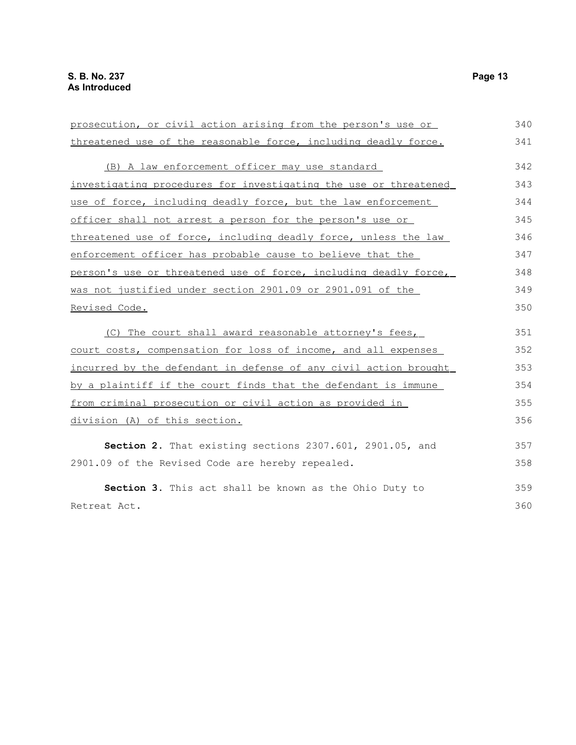prosecution, or civil action arising from the person's use or threatened use of the reasonable force, including deadly force.

(B) A law enforcement officer may use standard investigating procedures for investigating the use or threatened use of force, including deadly force, but the law enforcement officer shall not arrest a person for the person's use or threatened use of force, including deadly force, unless the law enforcement officer has probable cause to believe that the person's use or threatened use of force, including deadly force, was not justified under section 2901.09 or 2901.091 of the Revised Code.

(C) The court shall award reasonable attorney's fees, court costs, compensation for loss of income, and all expenses incurred by the defendant in defense of any civil action brought by a plaintiff if the court finds that the defendant is immune from criminal prosecution or civil action as provided in division (A) of this section.

**Section 2.** That existing sections 2307.601, 2901.05, and 2901.09 of the Revised Code are hereby repealed.

**Section 3.** This act shall be known as the Ohio Duty to Retreat Act.